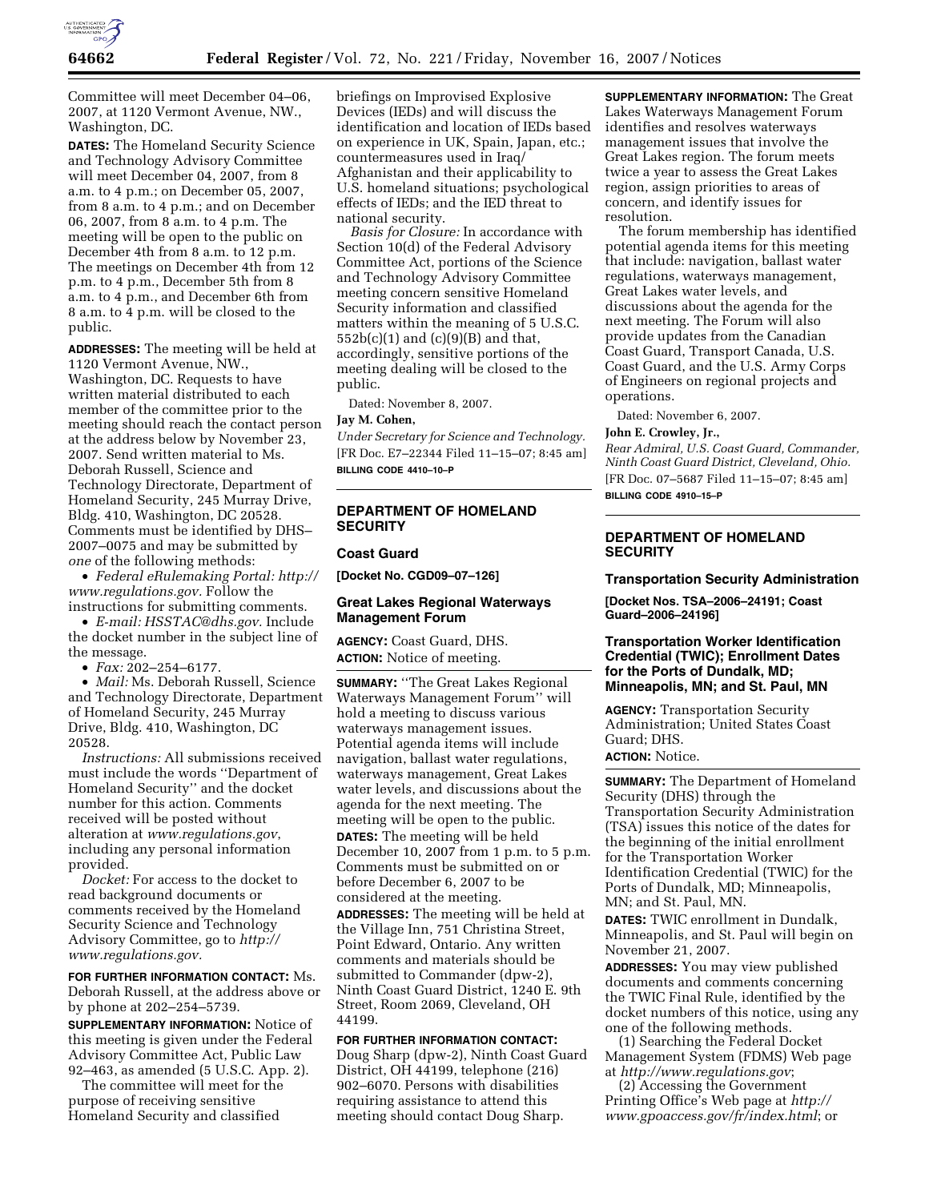Committee will meet December 04–06, 2007, at 1120 Vermont Avenue, NW., Washington, DC.

**DATES:** The Homeland Security Science and Technology Advisory Committee will meet December 04, 2007, from 8 a.m. to 4 p.m.; on December 05, 2007, from 8 a.m. to 4 p.m.; and on December 06, 2007, from 8 a.m. to 4 p.m. The meeting will be open to the public on December 4th from 8 a.m. to 12 p.m. The meetings on December 4th from 12 p.m. to 4 p.m., December 5th from 8 a.m. to 4 p.m., and December 6th from 8 a.m. to 4 p.m. will be closed to the public.

**ADDRESSES:** The meeting will be held at 1120 Vermont Avenue, NW., Washington, DC. Requests to have written material distributed to each member of the committee prior to the meeting should reach the contact person at the address below by November 23, 2007. Send written material to Ms. Deborah Russell, Science and Technology Directorate, Department of Homeland Security, 245 Murray Drive, Bldg. 410, Washington, DC 20528. Comments must be identified by DHS–2007–0075 and may be submitted by *one* of the following methods:

- *Federal eRulemaking Portal: http://www.regulations.gov.* Follow the instructions for submitting comments.
- *E-mail: HSSTAC@dhs.gov.* Include the docket number in the subject line of the message.
- *Fax:* 202–254–6177.
- *Mail:* Ms. Deborah Russell, Science and Technology Directorate, Department of Homeland Security, 245 Murray Drive, Bldg. 410, Washington, DC 20528.

*Instructions:* All submissions received must include the words ''Department of Homeland Security'' and the docket number for this action. Comments received will be posted without alteration at *www.regulations.gov*, including any personal information provided.

*Docket:* For access to the docket to read background documents or comments received by the Homeland Security Science and Technology Advisory Committee, go to *http://www.regulations.gov.*

**FOR FURTHER INFORMATION CONTACT:** Ms. Deborah Russell, at the address above or by phone at 202–254–5739.

**SUPPLEMENTARY INFORMATION:** Notice of this meeting is given under the Federal Advisory Committee Act, Public Law 92–463, as amended (5 U.S.C. App. 2).

The committee will meet for the purpose of receiving sensitive Homeland Security and classified briefings on Improvised Explosive Devices (IEDs) and will discuss the identification and location of IEDs based on experience in UK, Spain, Japan, etc.; countermeasures used in Iraq/Afghanistan and their applicability to U.S. homeland situations; psychological effects of IEDs; and the IED threat to national security.

*Basis for Closure:* In accordance with Section 10(d) of the Federal Advisory Committee Act, portions of the Science and Technology Advisory Committee meeting concern sensitive Homeland Security information and classified matters within the meaning of 5 U.S.C. 552b(c)(1) and (c)(9)(B) and that, accordingly, sensitive portions of the meeting dealing will be closed to the public.

Dated: November 8, 2007.

**Jay M. Cohen,**

*Under Secretary for Science and Technology.*

[FR Doc. E7–22344 Filed 11–15–07; 8:45 am]

**BILLING CODE 4410–10–P**

## DEPARTMENT OF HOMELAND SECURITY

### Coast Guard

**[Docket No. CGD09–07–126]**

### Great Lakes Regional Waterways Management Forum

**AGENCY:** Coast Guard, DHS.

**ACTION:** Notice of meeting.

**SUMMARY:** ''The Great Lakes Regional Waterways Management Forum'' will hold a meeting to discuss various waterways management issues. Potential agenda items will include navigation, ballast water regulations, waterways management, Great Lakes water levels, and discussions about the agenda for the next meeting. The meeting will be open to the public.

**DATES:** The meeting will be held December 10, 2007 from 1 p.m. to 5 p.m. Comments must be submitted on or before December 6, 2007 to be considered at the meeting.

**ADDRESSES:** The meeting will be held at the Village Inn, 751 Christina Street, Point Edward, Ontario. Any written comments and materials should be submitted to Commander (dpw-2), Ninth Coast Guard District, 1240 E. 9th Street, Room 2069, Cleveland, OH 44199.

**FOR FURTHER INFORMATION CONTACT:** Doug Sharp (dpw-2), Ninth Coast Guard District, OH 44199, telephone (216) 902–6070. Persons with disabilities requiring assistance to attend this meeting should contact Doug Sharp.

**SUPPLEMENTARY INFORMATION:** The Great Lakes Waterways Management Forum identifies and resolves waterways management issues that involve the Great Lakes region. The forum meets twice a year to assess the Great Lakes region, assign priorities to areas of concern, and identify issues for resolution.

The forum membership has identified potential agenda items for this meeting that include: navigation, ballast water regulations, waterways management, Great Lakes water levels, and discussions about the agenda for the next meeting. The Forum will also provide updates from the Canadian Coast Guard, Transport Canada, U.S. Coast Guard, and the U.S. Army Corps of Engineers on regional projects and operations.

Dated: November 6, 2007.

**John E. Crowley, Jr.,**

*Rear Admiral, U.S. Coast Guard, Commander, Ninth Coast Guard District, Cleveland, Ohio.*

[FR Doc. 07–5687 Filed 11–15–07; 8:45 am]

**BILLING CODE 4910–15–P**

## DEPARTMENT OF HOMELAND SECURITY

### Transportation Security Administration

**[Docket Nos. TSA–2006–24191; Coast Guard–2006–24196]**

### Transportation Worker Identification Credential (TWIC); Enrollment Dates for the Ports of Dundalk, MD; Minneapolis, MN; and St. Paul, MN

**AGENCY:** Transportation Security Administration; United States Coast Guard; DHS.

**ACTION:** Notice.

**SUMMARY:** The Department of Homeland Security (DHS) through the Transportation Security Administration (TSA) issues this notice of the dates for the beginning of the initial enrollment for the Transportation Worker Identification Credential (TWIC) for the Ports of Dundalk, MD; Minneapolis, MN; and St. Paul, MN.

**DATES:** TWIC enrollment in Dundalk, Minneapolis, and St. Paul will begin on November 21, 2007.

**ADDRESSES:** You may view published documents and comments concerning the TWIC Final Rule, identified by the docket numbers of this notice, using any one of the following methods.

(1) Searching the Federal Docket Management System (FDMS) Web page at *http://www.regulations.gov*;

(2) Accessing the Government Printing Office's Web page at *http://www.gpoaccess.gov/fr/index.html*; or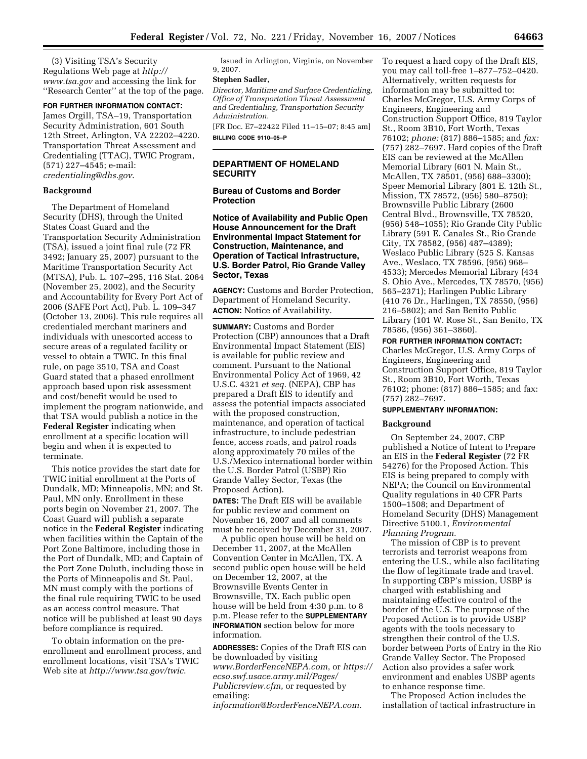(3) Visiting TSA's Security Regulations Web page at *http://www.tsa.gov* and accessing the link for ''Research Center'' at the top of the page.

**FOR FURTHER INFORMATION CONTACT:** James Orgill, TSA–19, Transportation Security Administration, 601 South 12th Street, Arlington, VA 22202–4220. Transportation Threat Assessment and Credentialing (TTAC), TWIC Program, (571) 227–4545; e-mail: *credentialing@dhs.gov*.

**Background**

The Department of Homeland Security (DHS), through the United States Coast Guard and the Transportation Security Administration (TSA), issued a joint final rule (72 FR 3492; January 25, 2007) pursuant to the Maritime Transportation Security Act (MTSA), Pub. L. 107–295, 116 Stat. 2064 (November 25, 2002), and the Security and Accountability for Every Port Act of 2006 (SAFE Port Act), Pub. L. 109–347 (October 13, 2006). This rule requires all credentialed merchant mariners and individuals with unescorted access to secure areas of a regulated facility or vessel to obtain a TWIC. In this final rule, on page 3510, TSA and Coast Guard stated that a phased enrollment approach based upon risk assessment and cost/benefit would be used to implement the program nationwide, and that TSA would publish a notice in the **Federal Register** indicating when enrollment at a specific location will begin and when it is expected to terminate.

This notice provides the start date for TWIC initial enrollment at the Ports of Dundalk, MD; Minneapolis, MN; and St. Paul, MN only. Enrollment in these ports begin on November 21, 2007. The Coast Guard will publish a separate notice in the **Federal Register** indicating when facilities within the Captain of the Port Zone Baltimore, including those in the Port of Dundalk, MD; and Captain of the Port Zone Duluth, including those in the Ports of Minneapolis and St. Paul, MN must comply with the portions of the final rule requiring TWIC to be used as an access control measure. That notice will be published at least 90 days before compliance is required.

To obtain information on the pre-enrollment and enrollment process, and enrollment locations, visit TSA's TWIC Web site at *http://www.tsa.gov/twic*.

Issued in Arlington, Virginia, on November 9, 2007.

**Stephen Sadler,**

*Director, Maritime and Surface Credentialing, Office of Transportation Threat Assessment and Credentialing, Transportation Security Administration.*

[FR Doc. E7–22422 Filed 11–15–07; 8:45 am]

**BILLING CODE 9110–05–P**

---

## DEPARTMENT OF HOMELAND SECURITY

### Bureau of Customs and Border Protection

### Notice of Availability and Public Open House Announcement for the Draft Environmental Impact Statement for Construction, Maintenance, and Operation of Tactical Infrastructure, U.S. Border Patrol, Rio Grande Valley Sector, Texas

**AGENCY:** Customs and Border Protection, Department of Homeland Security.

**ACTION:** Notice of Availability.

**SUMMARY:** Customs and Border Protection (CBP) announces that a Draft Environmental Impact Statement (EIS) is available for public review and comment. Pursuant to the National Environmental Policy Act of 1969, 42 U.S.C. 4321 *et seq.* (NEPA), CBP has prepared a Draft EIS to identify and assess the potential impacts associated with the proposed construction, maintenance, and operation of tactical infrastructure, to include pedestrian fence, access roads, and patrol roads along approximately 70 miles of the U.S./Mexico international border within the U.S. Border Patrol (USBP) Rio Grande Valley Sector, Texas (the Proposed Action).

**DATES:** The Draft EIS will be available for public review and comment on November 16, 2007 and all comments must be received by December 31, 2007.

A public open house will be held on December 11, 2007, at the McAllen Convention Center in McAllen, TX. A second public open house will be held on December 12, 2007, at the Brownsville Events Center in Brownsville, TX. Each public open house will be held from 4:30 p.m. to 8 p.m. Please refer to the **SUPPLEMENTARY INFORMATION** section below for more information.

**ADDRESSES:** Copies of the Draft EIS can be downloaded by visiting *www.BorderFenceNEPA.com*, or *https://ecso.swf.usace.army.mil/Pages/Publicreview.cfm*, or requested by emailing: *information@BorderFenceNEPA.com*. To request a hard copy of the Draft EIS, you may call toll-free 1–877–752–0420. Alternatively, written requests for information may be submitted to: Charles McGregor, U.S. Army Corps of Engineers, Engineering and Construction Support Office, 819 Taylor St., Room 3B10, Fort Worth, Texas 76102; *phone:* (817) 886–1585; and *fax:* (757) 282–7697. Hard copies of the Draft EIS can be reviewed at the McAllen Memorial Library (601 N. Main St., McAllen, TX 78501, (956) 688–3300); Speer Memorial Library (801 E. 12th St., Mission, TX 78572, (956) 580–8750); Brownsville Public Library (2600 Central Blvd., Brownsville, TX 78520, (956) 548–1055); Rio Grande City Public Library (591 E. Canales St., Rio Grande City, TX 78582, (956) 487–4389); Weslaco Public Library (525 S. Kansas Ave., Weslaco, TX 78596, (956) 968–4533); Mercedes Memorial Library (434 S. Ohio Ave., Mercedes, TX 78570, (956) 565–2371); Harlingen Public Library (410 76 Dr., Harlingen, TX 78550, (956) 216–5802); and San Benito Public Library (101 W. Rose St., San Benito, TX 78586, (956) 361–3860).

**FOR FURTHER INFORMATION CONTACT:** Charles McGregor, U.S. Army Corps of Engineers, Engineering and Construction Support Office, 819 Taylor St., Room 3B10, Fort Worth, Texas 76102; phone: (817) 886–1585; and fax: (757) 282–7697.

**SUPPLEMENTARY INFORMATION:**

**Background**

On September 24, 2007, CBP published a Notice of Intent to Prepare an EIS in the **Federal Register** (72 FR 54276) for the Proposed Action. This EIS is being prepared to comply with NEPA; the Council on Environmental Quality regulations in 40 CFR Parts 1500–1508; and Department of Homeland Security (DHS) Management Directive 5100.1, *Environmental Planning Program*.

The mission of CBP is to prevent terrorists and terrorist weapons from entering the U.S., while also facilitating the flow of legitimate trade and travel. In supporting CBP's mission, USBP is charged with establishing and maintaining effective control of the border of the U.S. The purpose of the Proposed Action is to provide USBP agents with the tools necessary to strengthen their control of the U.S. border between Ports of Entry in the Rio Grande Valley Sector. The Proposed Action also provides a safer work environment and enables USBP agents to enhance response time.

The Proposed Action includes the installation of tactical infrastructure in